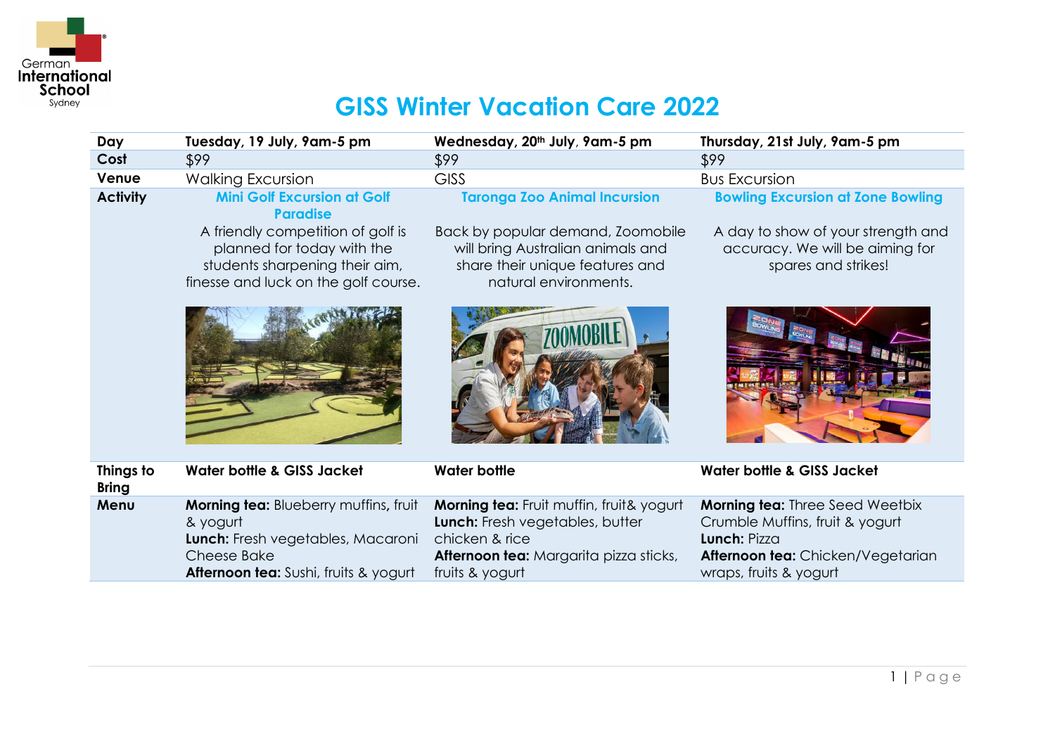# GISS Winter Vacation Care 2022

| Day | Tuesday, 19 July, 9am-5 pm | Wednesday, 20th July, 9am-5 pm | Thursday, 21st July, 9am-5 pm |
|---|---|---|---|
| Cost | $99 | $99 | $99 |
| Venue | Walking Excursion | GISS | Bus Excursion |
| Activity | **Mini Golf Excursion at Golf Paradise**<br>A friendly competition of golf is planned for today with the students sharpening their aim, finesse and luck on the golf course. | **Taronga Zoo Animal Incursion**<br>Back by popular demand, Zoomobile will bring Australian animals and share their unique features and natural environments. | **Bowling Excursion at Zone Bowling**<br>A day to show of your strength and accuracy. We will be aiming for spares and strikes! |
| Things to Bring | **Water bottle & GISS Jacket** | **Water bottle** | **Water bottle & GISS Jacket** |
| Menu | **Morning tea:** Blueberry muffins**,** fruit & yogurt<br>**Lunch:** Fresh vegetables, Macaroni Cheese Bake<br>**Afternoon tea:** Sushi, fruits & yogurt | **Morning tea:** Fruit muffin, fruit& yogurt<br>**Lunch:** Fresh vegetables, butter chicken & rice<br>**Afternoon tea:** Margarita pizza sticks, fruits & yogurt | **Morning tea:** Three Seed Weetbix Crumble Muffins, fruit & yogurt<br>**Lunch:** Pizza<br>**Afternoon tea:** Chicken/Vegetarian wraps, fruits & yogurt |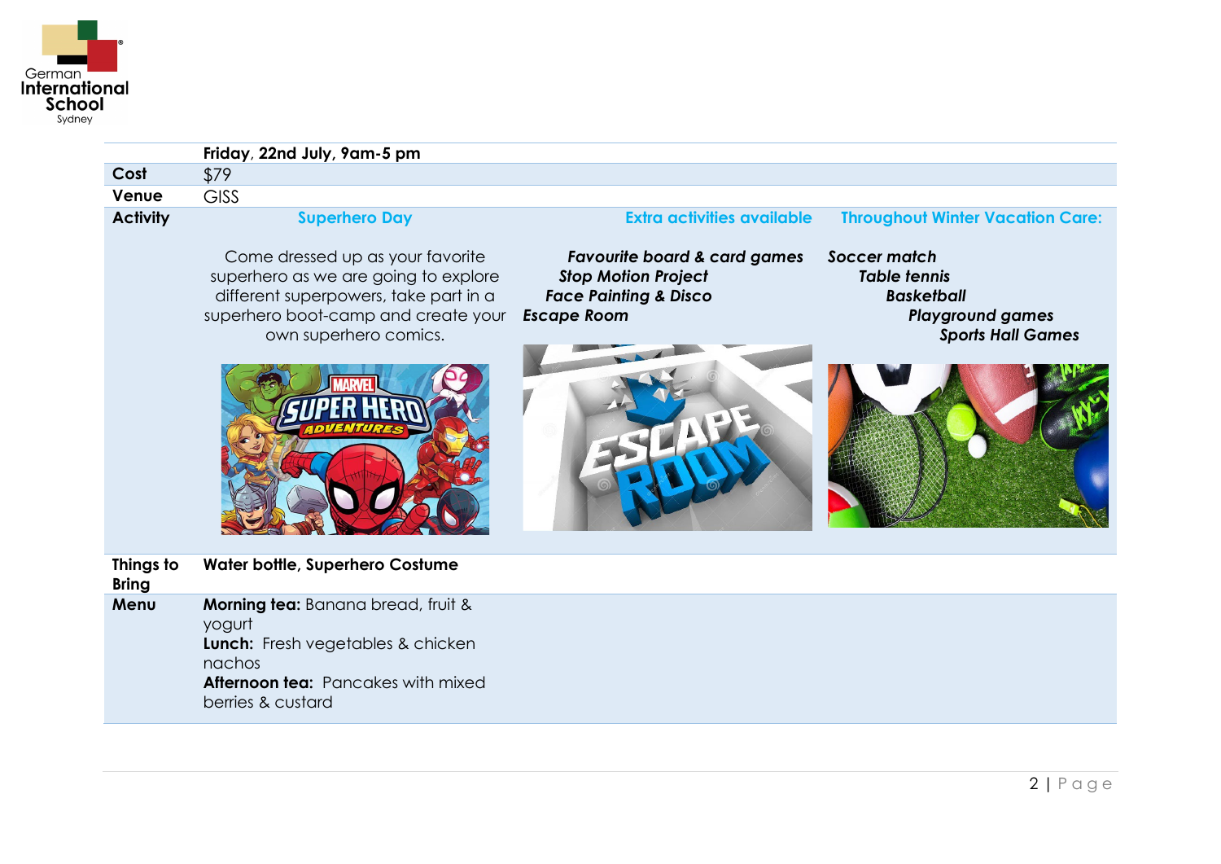| | |
|---|---|
| | **Friday, 22nd July, 9am-5 pm** |
| **Cost** | $79 |
| **Venue** | GISS |
| **Activity** | **Superhero Day** Come dressed up as your favorite superhero as we are going to explore different superpowers, take part in a superhero boot-camp and create your own superhero comics. **Extra activities available** ***Favourite board & card games*** ***Stop Motion Project*** ***Face Painting & Disco*** ***Escape Room*** **Throughout Winter Vacation Care:** ***Soccer match*** ***Table tennis*** ***Basketball*** ***Playground games*** ***Sports Hall Games*** |
| **Things to Bring** | **Water bottle, Superhero Costume** |
| **Menu** | **Morning tea:** Banana bread, fruit & yogurt<br>**Lunch:** Fresh vegetables & chicken nachos<br>**Afternoon tea:** Pancakes with mixed berries & custard |